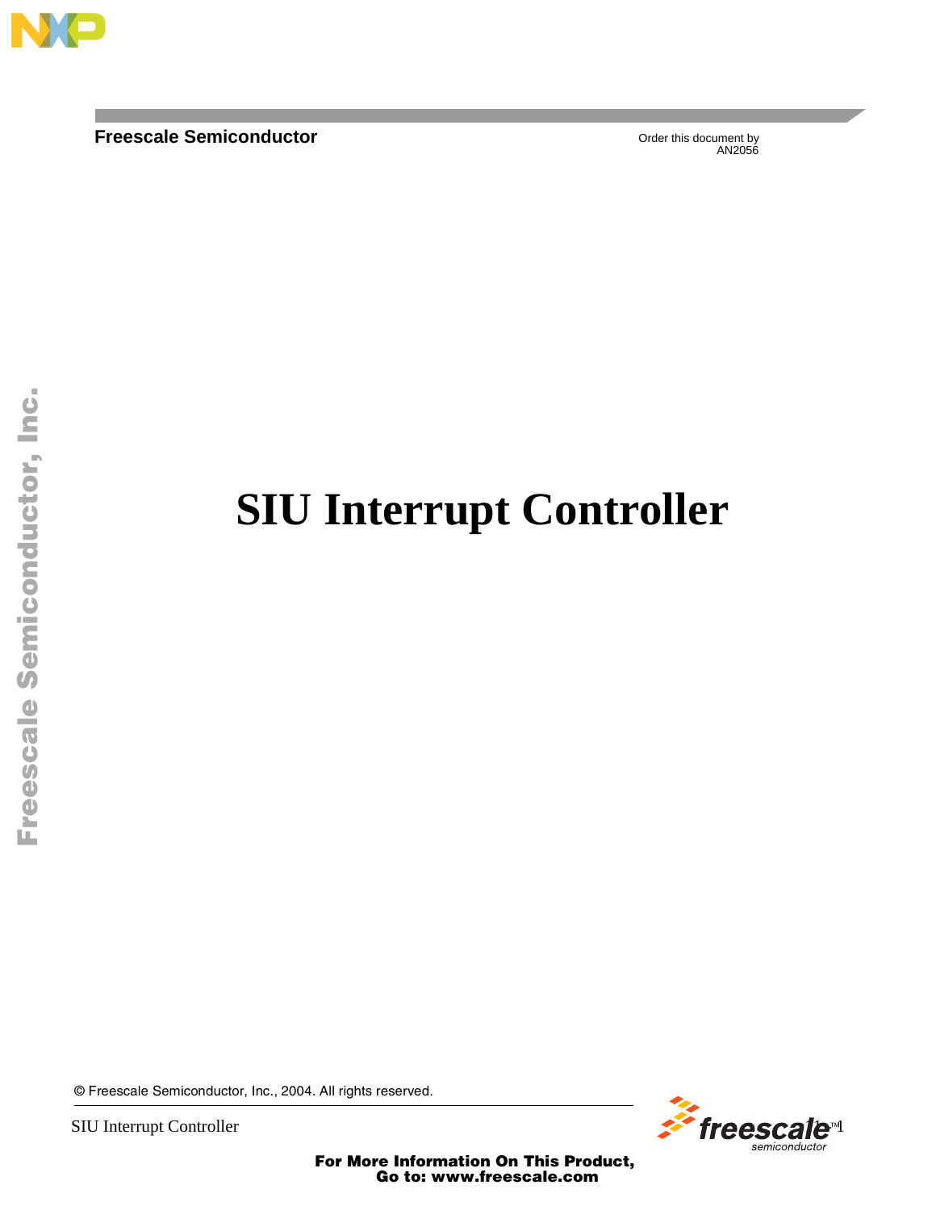Freescale Semiconductor

Order this document by
AN2056

# SIU Interrupt Controller

© Freescale Semiconductor, Inc., 2004. All rights reserved.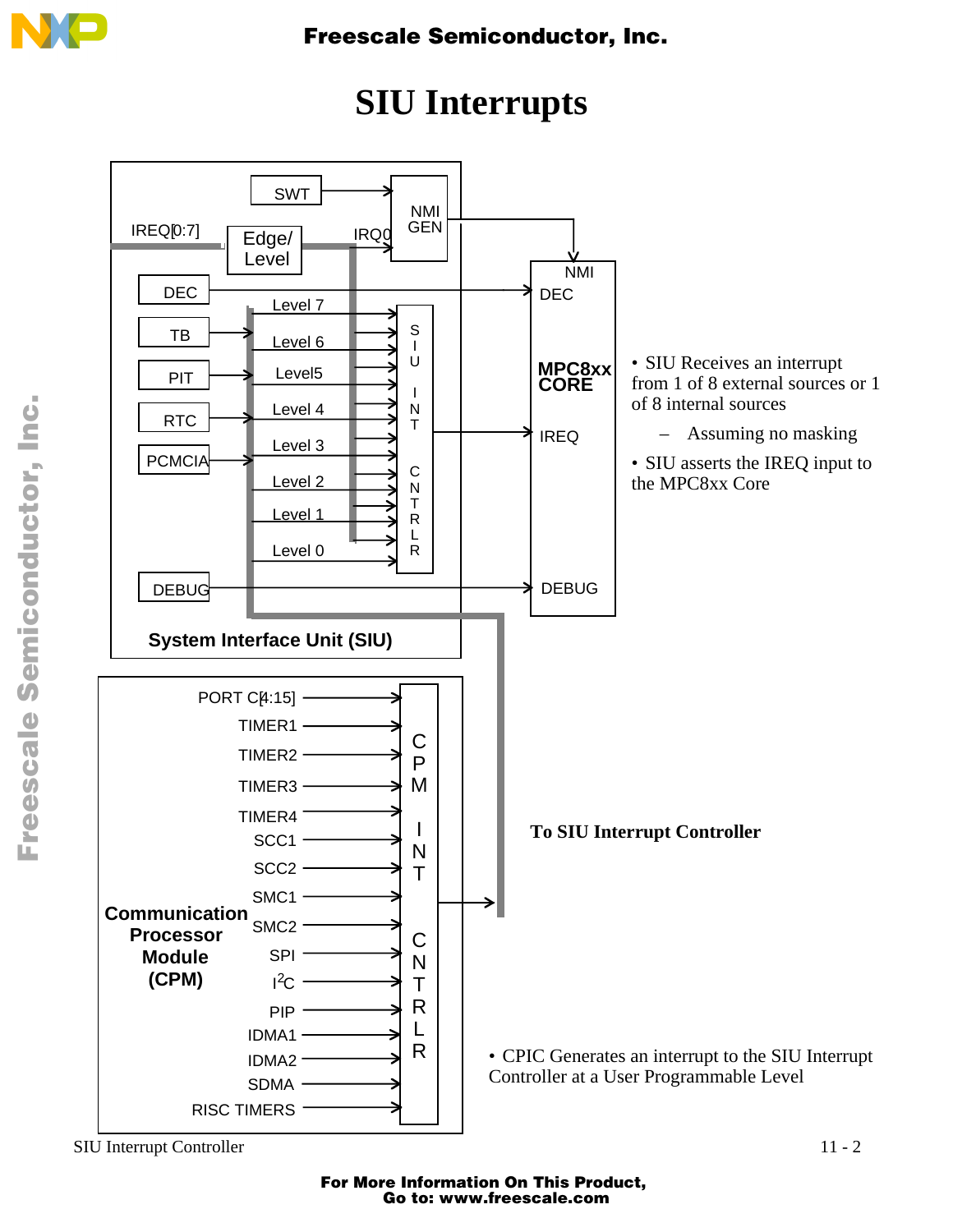# SIU Interrupts

SWT

NMI GEN

IREQ[0:7]

Edge/ Level

IRQ0

DEC

TB

PIT

RTC

PCMCIA

DEBUG

Level 7

Level 6

Level5

Level 4

Level 3

Level 2

Level 1

Level 0

SIU INT CNTRLR

NMI

DEC

MPC8xx CORE

IREQ

DEBUG

System Interface Unit (SIU)

- SIU Receives an interrupt from 1 of 8 external sources or 1 of 8 internal sources
  - Assuming no masking
- SIU asserts the IREQ input to the MPC8xx Core

PORT C[4:15]

TIMER1

TIMER2

TIMER3

TIMER4

SCC1

SCC2

SMC1

SMC2

SPI

$I^2C$

PIP

IDMA1

IDMA2

SDMA

RISC TIMERS

CPM INT CNTRLR

**Communication Processor Module (CPM)**

**To SIU Interrupt Controller**

- CPIC Generates an interrupt to the SIU Interrupt Controller at a User Programmable Level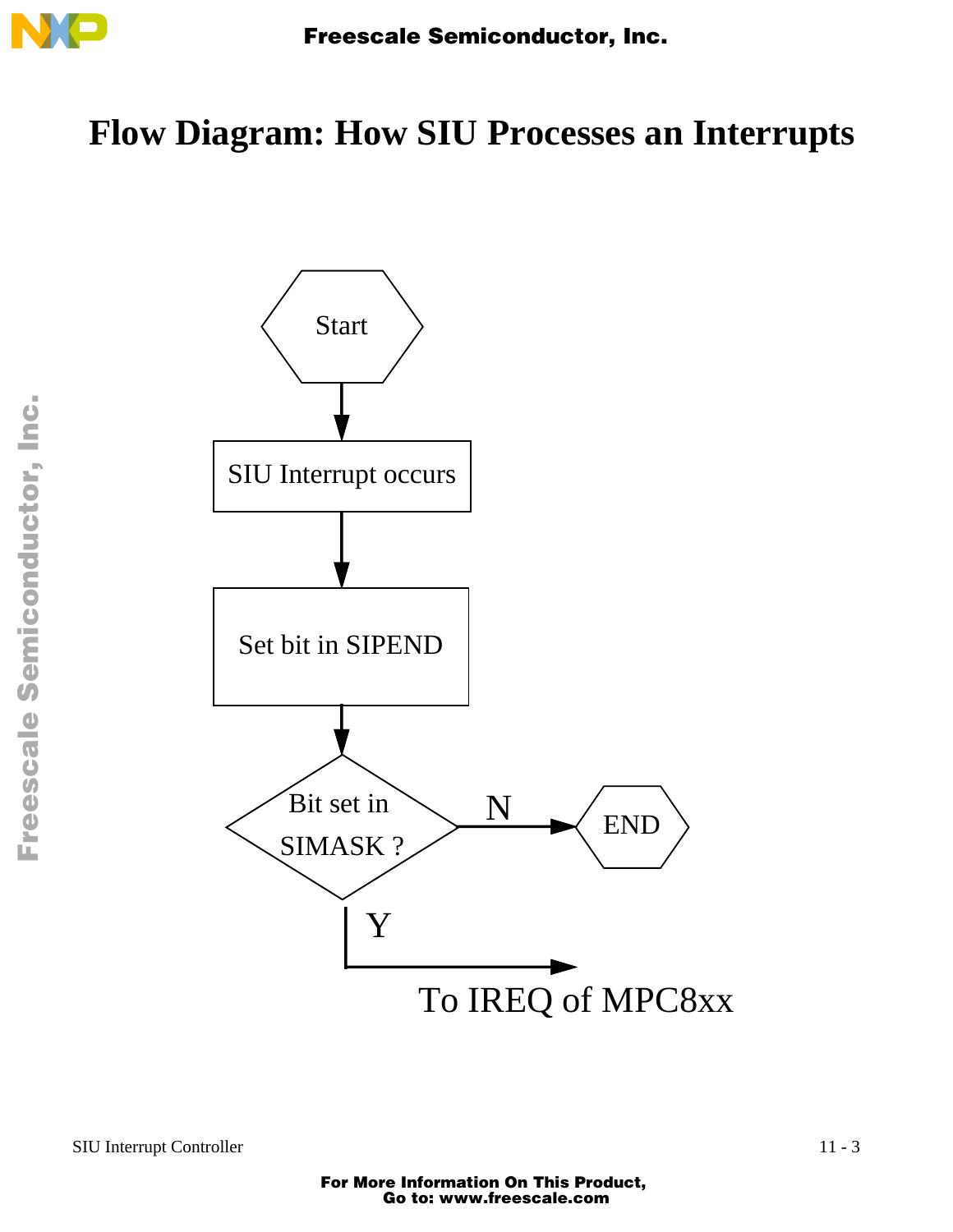# Flow Diagram: How SIU Processes an Interrupts

Start

SIU Interrupt occurs

Set bit in SIPEND

Bit set in SIMASK ?

N

END

Y

To IREQ of MPC8xx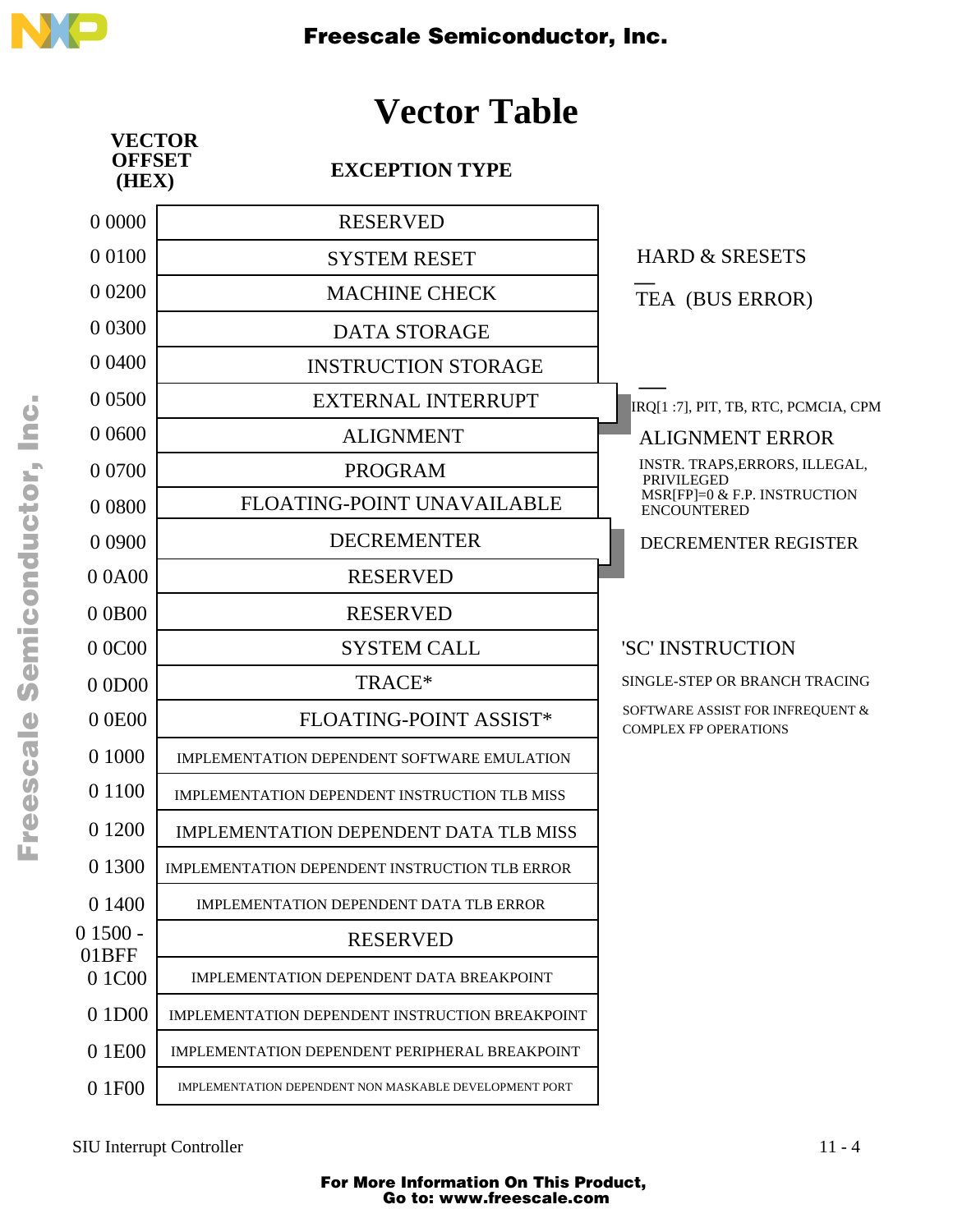# Vector Table

| VECTOR OFFSET (HEX) | EXCEPTION TYPE | |
|---|---|---|
| 0 0000 | RESERVED | |
| 0 0100 | SYSTEM RESET | HARD & SRESETS |
| 0 0200 | MACHINE CHECK | TEA (BUS ERROR) |
| 0 0300 | DATA STORAGE | |
| 0 0400 | INSTRUCTION STORAGE | |
| 0 0500 | EXTERNAL INTERRUPT | IRQ[1 :7], PIT, TB, RTC, PCMCIA, CPM |
| 0 0600 | ALIGNMENT | ALIGNMENT ERROR |
| 0 0700 | PROGRAM | INSTR. TRAPS,ERRORS, ILLEGAL, PRIVILEGED |
| 0 0800 | FLOATING-POINT UNAVAILABLE | MSR[FP]=0 & F.P. INSTRUCTION ENCOUNTERED |
| 0 0900 | DECREMENTER | DECREMENTER REGISTER |
| 0 0A00 | RESERVED | |
| 0 0B00 | RESERVED | |
| 0 0C00 | SYSTEM CALL | 'SC' INSTRUCTION |
| 0 0D00 | TRACE* | SINGLE-STEP OR BRANCH TRACING |
| 0 0E00 | FLOATING-POINT ASSIST* | SOFTWARE ASSIST FOR INFREQUENT & COMPLEX FP OPERATIONS |
| 0 1000 | IMPLEMENTATION DEPENDENT SOFTWARE EMULATION | |
| 0 1100 | IMPLEMENTATION DEPENDENT INSTRUCTION TLB MISS | |
| 0 1200 | IMPLEMENTATION DEPENDENT DATA TLB MISS | |
| 0 1300 | IMPLEMENTATION DEPENDENT INSTRUCTION TLB ERROR | |
| 0 1400 | IMPLEMENTATION DEPENDENT DATA TLB ERROR | |
| 0 1500 - 01BFF | RESERVED | |
| 0 1C00 | IMPLEMENTATION DEPENDENT DATA BREAKPOINT | |
| 0 1D00 | IMPLEMENTATION DEPENDENT INSTRUCTION BREAKPOINT | |
| 0 1E00 | IMPLEMENTATION DEPENDENT PERIPHERAL BREAKPOINT | |
| 0 1F00 | IMPLEMENTATION DEPENDENT NON MASKABLE DEVELOPMENT PORT | |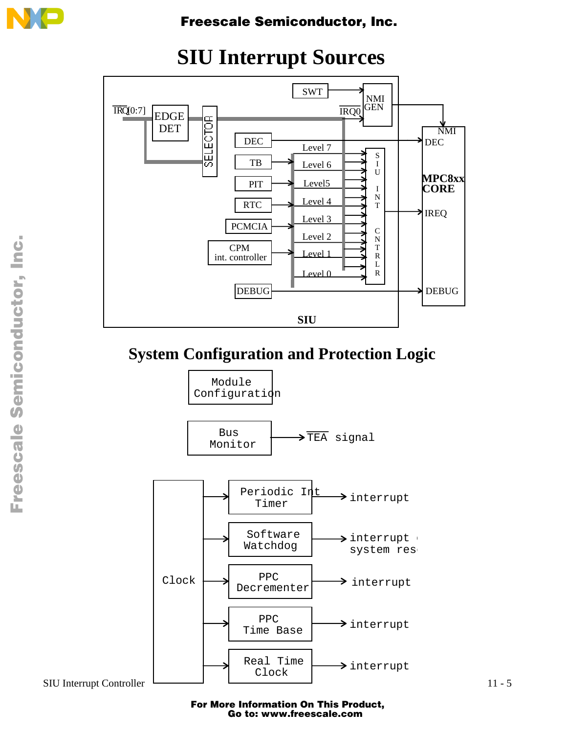# SIU Interrupt Sources

SWT

NMI GEN

$\overline{IRQ}$[0:7]

EDGE DET

SELECTOR

$\overline{IRQ0}$

DEC

TB

PIT

RTC

PCMCIA

CPM int. controller

DEBUG

Level 7

Level 6

Level5

Level 4

Level 3

Level 2

Level 1

Level 0

SIU INT CNTRLR

NMI

DEC

MPC8xx CORE

IREQ

DEBUG

SIU

# System Configuration and Protection Logic

Module Configuration

Bus Monitor → $\overline{TEA}$ signal

Clock

Periodic Int Timer → interrupt

Software Watchdog → interrupt or system reset

PPC Decrementer → interrupt

PPC Time Base → interrupt

Real Time Clock → interrupt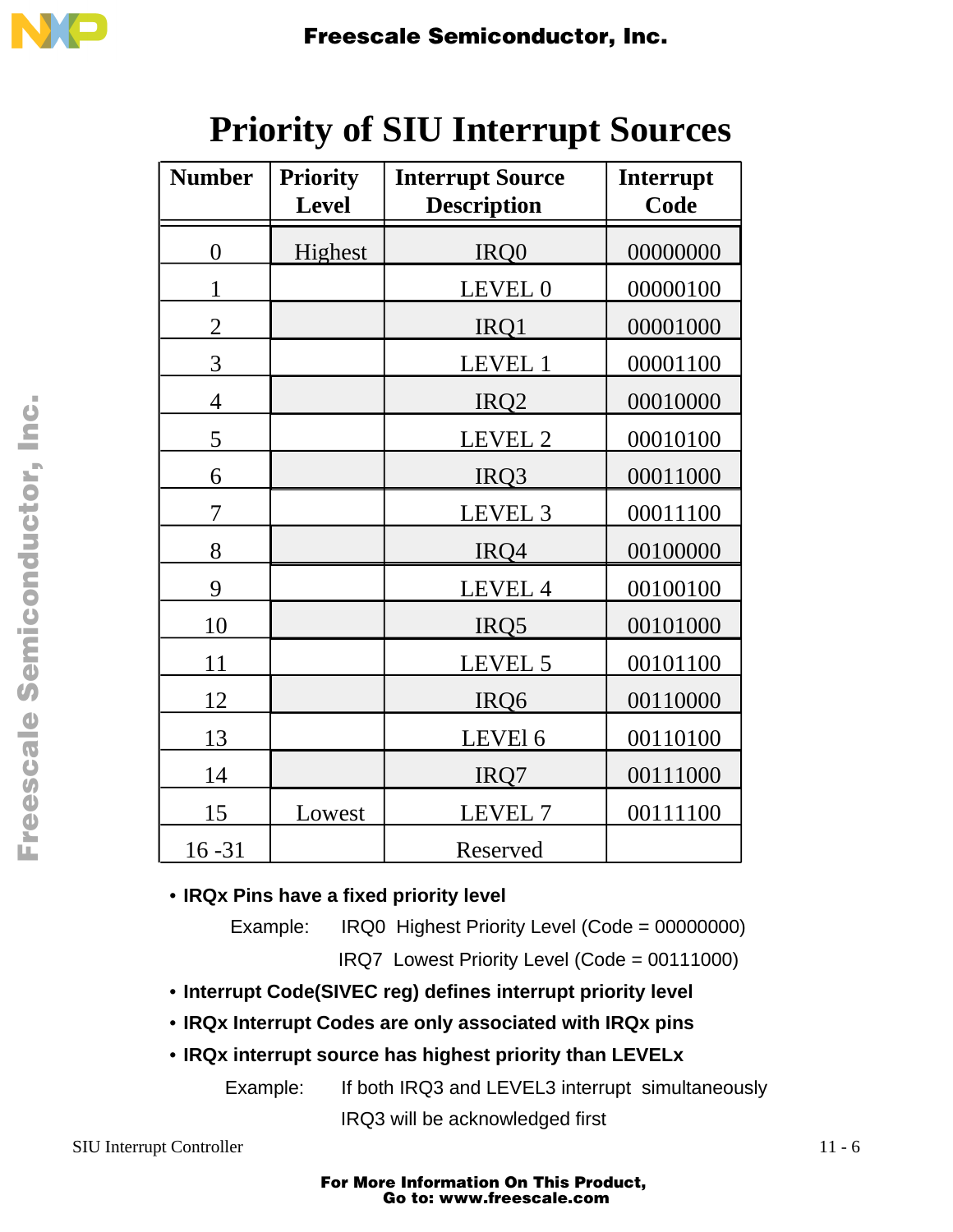# Priority of SIU Interrupt Sources

| Number | Priority Level | Interrupt Source Description | Interrupt Code |
|---|---|---|---|
| 0 | Highest | IRQ0 | 00000000 |
| 1 | | LEVEL 0 | 00000100 |
| 2 | | IRQ1 | 00001000 |
| 3 | | LEVEL 1 | 00001100 |
| 4 | | IRQ2 | 00010000 |
| 5 | | LEVEL 2 | 00010100 |
| 6 | | IRQ3 | 00011000 |
| 7 | | LEVEL 3 | 00011100 |
| 8 | | IRQ4 | 00100000 |
| 9 | | LEVEL 4 | 00100100 |
| 10 | | IRQ5 | 00101000 |
| 11 | | LEVEL 5 | 00101100 |
| 12 | | IRQ6 | 00110000 |
| 13 | | LEVEl 6 | 00110100 |
| 14 | | IRQ7 | 00111000 |
| 15 | Lowest | LEVEL 7 | 00111100 |
| 16 -31 | | Reserved | |

- **IRQx Pins have a fixed priority level**

  Example: IRQ0 Highest Priority Level (Code = 00000000)

  IRQ7 Lowest Priority Level (Code = 00111000)

- **Interrupt Code(SIVEC reg) defines interrupt priority level**
- **IRQx Interrupt Codes are only associated with IRQx pins**
- **IRQx interrupt source has highest priority than LEVELx**

  Example: If both IRQ3 and LEVEL3 interrupt simultaneously

  IRQ3 will be acknowledged first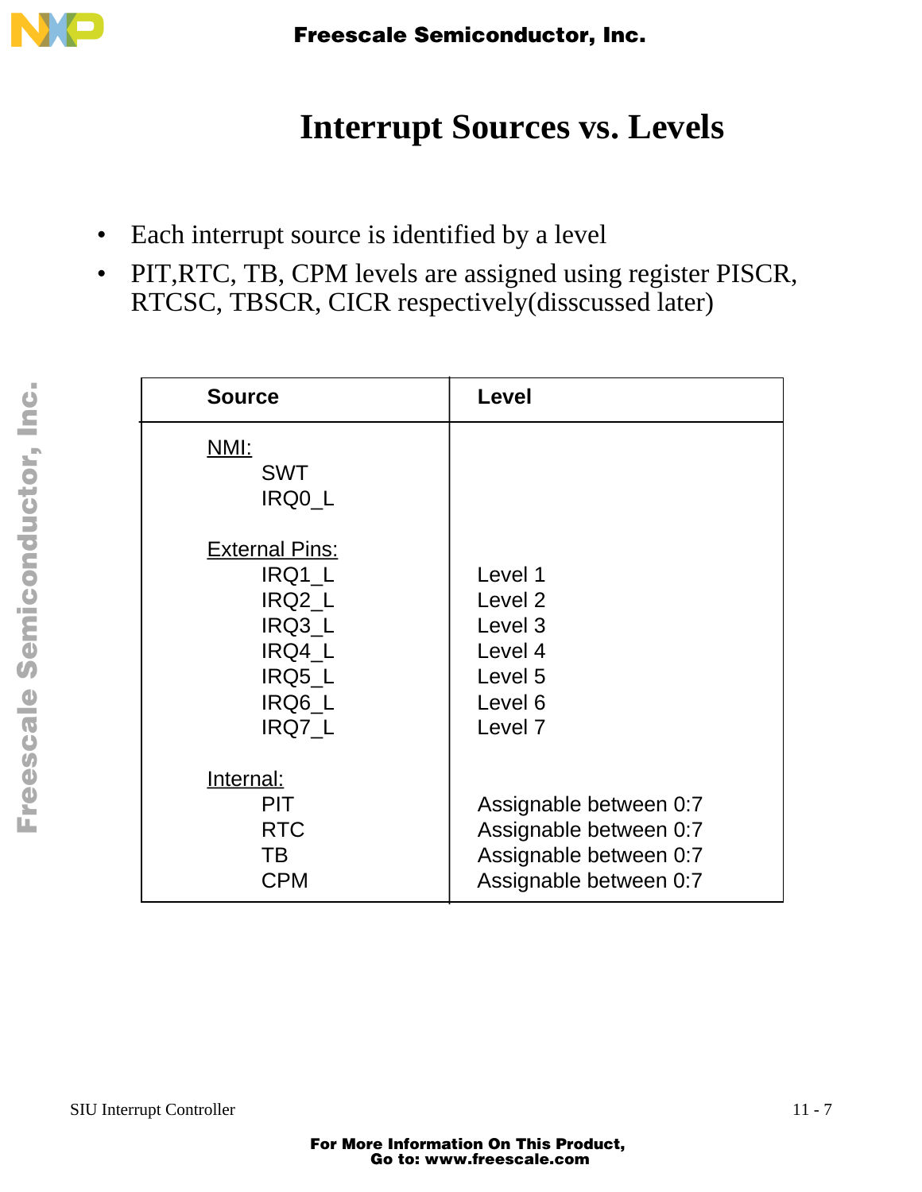# Interrupt Sources vs. Levels

- Each interrupt source is identified by a level
- PIT,RTC, TB, CPM levels are assigned using register PISCR, RTCSC, TBSCR, CICR respectively(disscussed later)

| Source | Level |
|---|---|
| NMI: | |
| SWT | |
| IRQ0_L | |
| External Pins: | |
| IRQ1_L | Level 1 |
| IRQ2_L | Level 2 |
| IRQ3_L | Level 3 |
| IRQ4_L | Level 4 |
| IRQ5_L | Level 5 |
| IRQ6_L | Level 6 |
| IRQ7_L | Level 7 |
| Internal: | |
| PIT | Assignable between 0:7 |
| RTC | Assignable between 0:7 |
| TB | Assignable between 0:7 |
| CPM | Assignable between 0:7 |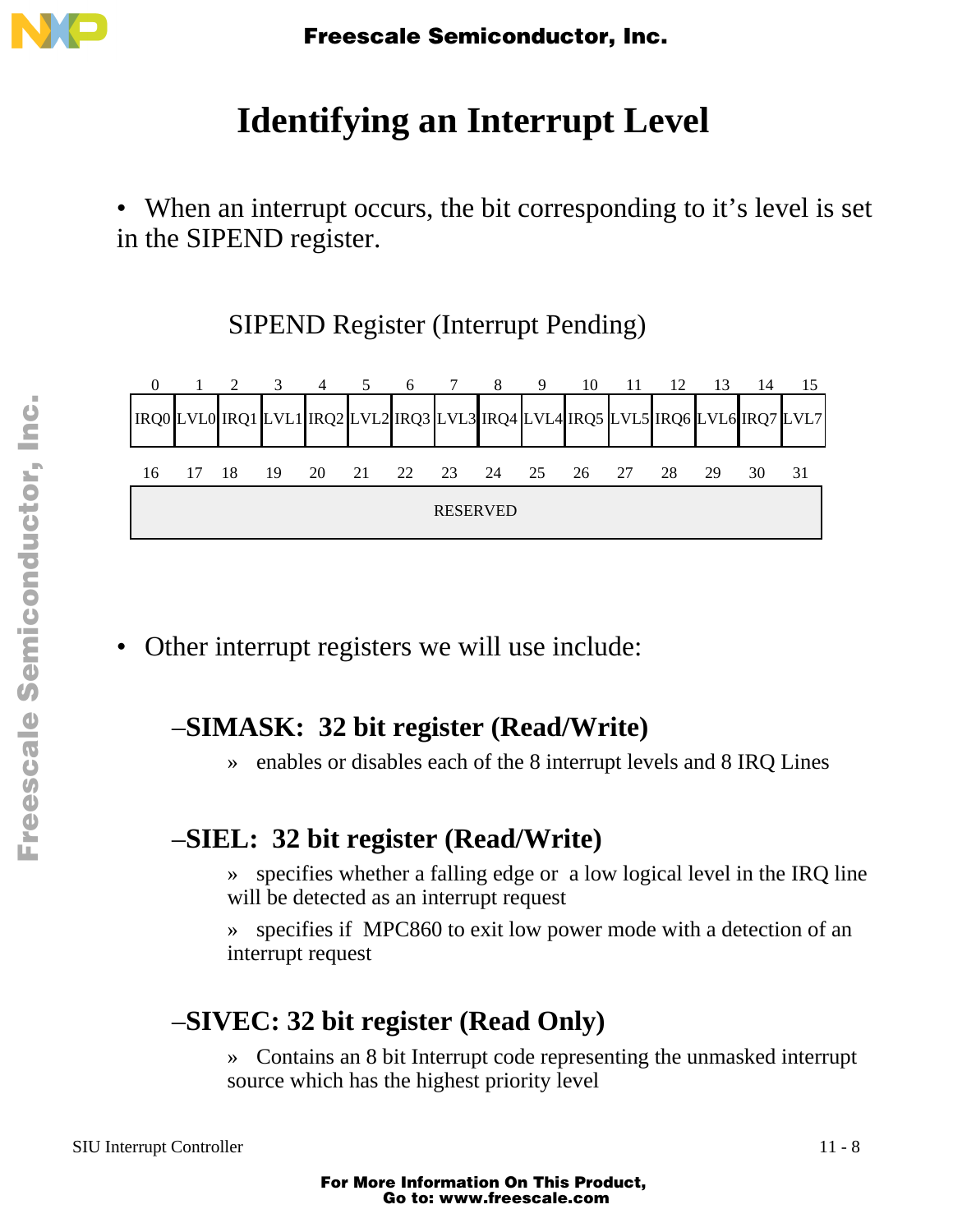# Identifying an Interrupt Level

- When an interrupt occurs, the bit corresponding to it's level is set in the SIPEND register.

SIPEND Register (Interrupt Pending)

| 0 | 1 | 2 | 3 | 4 | 5 | 6 | 7 | 8 | 9 | 10 | 11 | 12 | 13 | 14 | 15 |
|---|---|---|---|---|---|---|---|---|---|---|---|---|---|---|---|
| IRQ0 | LVL0 | IRQ1 | LVL1 | IRQ2 | LVL2 | IRQ3 | LVL3 | IRQ4 | LVL4 | IRQ5 | LVL5 | IRQ6 | LVL6 | IRQ7 | LVL7 |

| 16 | 17 | 18 | 19 | 20 | 21 | 22 | 23 | 24 | 25 | 26 | 27 | 28 | 29 | 30 | 31 |
|---|---|---|---|---|---|---|---|---|---|---|---|---|---|---|---|
| RESERVED | | | | | | | | | | | | | | | |

- Other interrupt registers we will use include:

## –SIMASK: 32 bit register (Read/Write)

» enables or disables each of the 8 interrupt levels and 8 IRQ Lines

## –SIEL: 32 bit register (Read/Write)

» specifies whether a falling edge or a low logical level in the IRQ line will be detected as an interrupt request

» specifies if MPC860 to exit low power mode with a detection of an interrupt request

## –SIVEC: 32 bit register (Read Only)

» Contains an 8 bit Interrupt code representing the unmasked interrupt source which has the highest priority level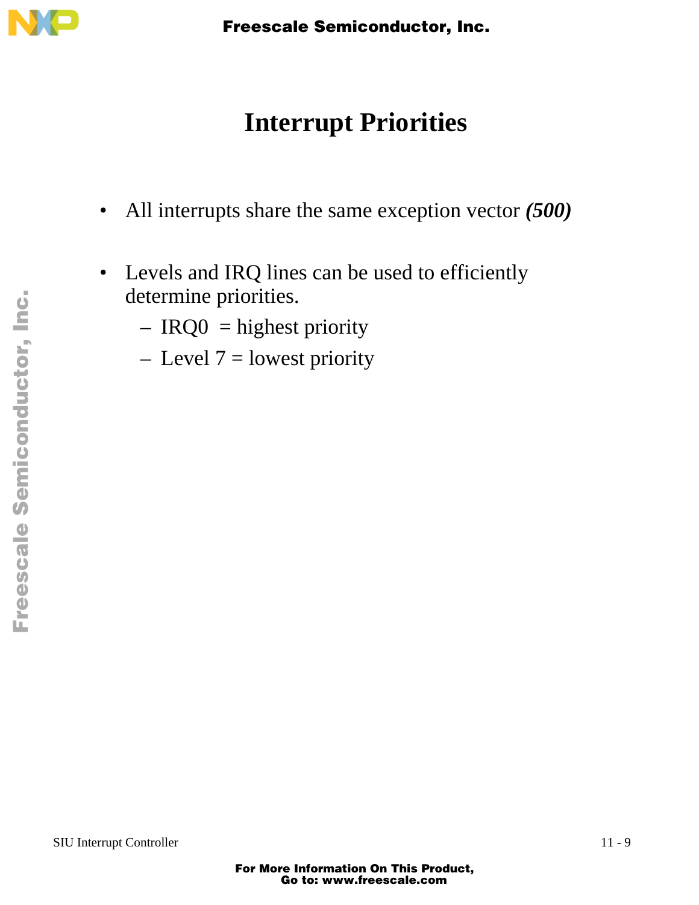# Interrupt Priorities

- All interrupts share the same exception vector ***(500)***
- Levels and IRQ lines can be used to efficiently determine priorities.
  - IRQ0 = highest priority
  - Level 7 = lowest priority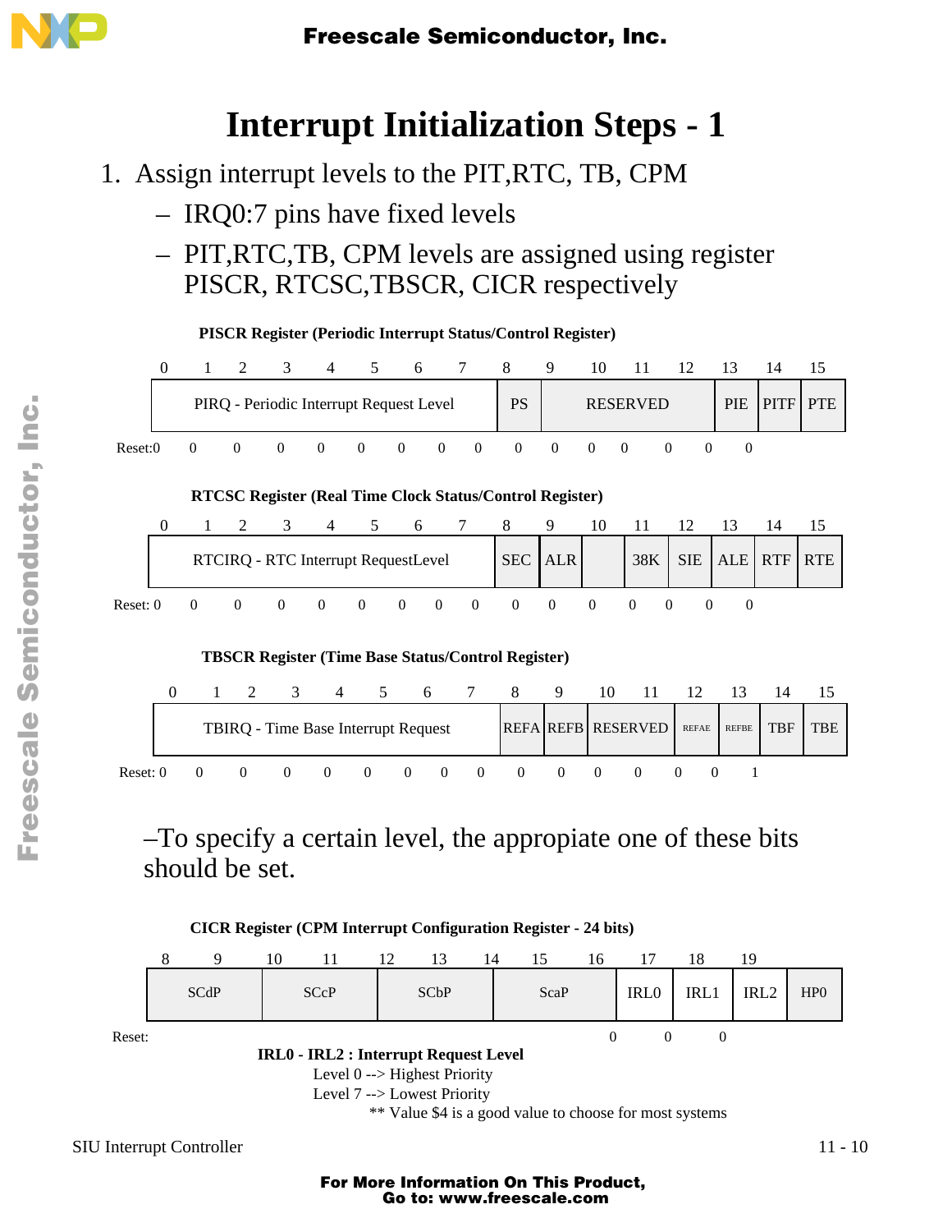# Interrupt Initialization Steps - 1

1. Assign interrupt levels to the PIT,RTC, TB, CPM
   - IRQ0:7 pins have fixed levels
   - PIT,RTC,TB, CPM levels are assigned using register PISCR, RTCSC,TBSCR, CICR respectively

**PISCR Register (Periodic Interrupt Status/Control Register)**

| 0–7 | 8 | 9–12 | 13 | 14 | 15 |
|---|---|---|---|---|---|
| PIRQ - Periodic Interrupt Request Level | PS | RESERVED | PIE | PITF | PTE |

Reset: 0 0 0 0 0 0 0 0 0 0 0 0 0 0 0

**RTCSC Register (Real Time Clock Status/Control Register)**

| 0–7 | 8 | 9 | 10 | 11 | 12 | 13 | 14 | 15 |
|---|---|---|---|---|---|---|---|---|
| RTCIRQ - RTC Interrupt RequestLevel | SEC | ALR | | 38K | SIE | ALE | RTF | RTE |

Reset: 0 0 0 0 0 0 0 0 0 0 0 0 0 0 0

**TBSCR Register (Time Base Status/Control Register)**

| 0–7 | 8 | 9 | 10–11 | 12 | 13 | 14 | 15 |
|---|---|---|---|---|---|---|---|
| TBIRQ - Time Base Interrupt Request | REFA | REFB | RESERVED | REFAE | REFBE | TBF | TBE |

Reset: 0 0 0 0 0 0 0 0 0 0 0 0 0 0 0 1

–To specify a certain level, the appropiate one of these bits should be set.

**CICR Register (CPM Interrupt Configuration Register - 24 bits)**

| 8–9 | 10–11 | 12–13 | 14–15 | 16 | 17 | 18 | 19 |
|---|---|---|---|---|---|---|---|
| SCdP | SCcP | SCbP | ScaP | IRL0 | IRL1 | IRL2 | HP0 |

Reset: 0 0 0

**IRL0 - IRL2 : Interrupt Request Level**

Level 0 --> Highest Priority

Level 7 --> Lowest Priority

** Value $4 is a good value to choose for most systems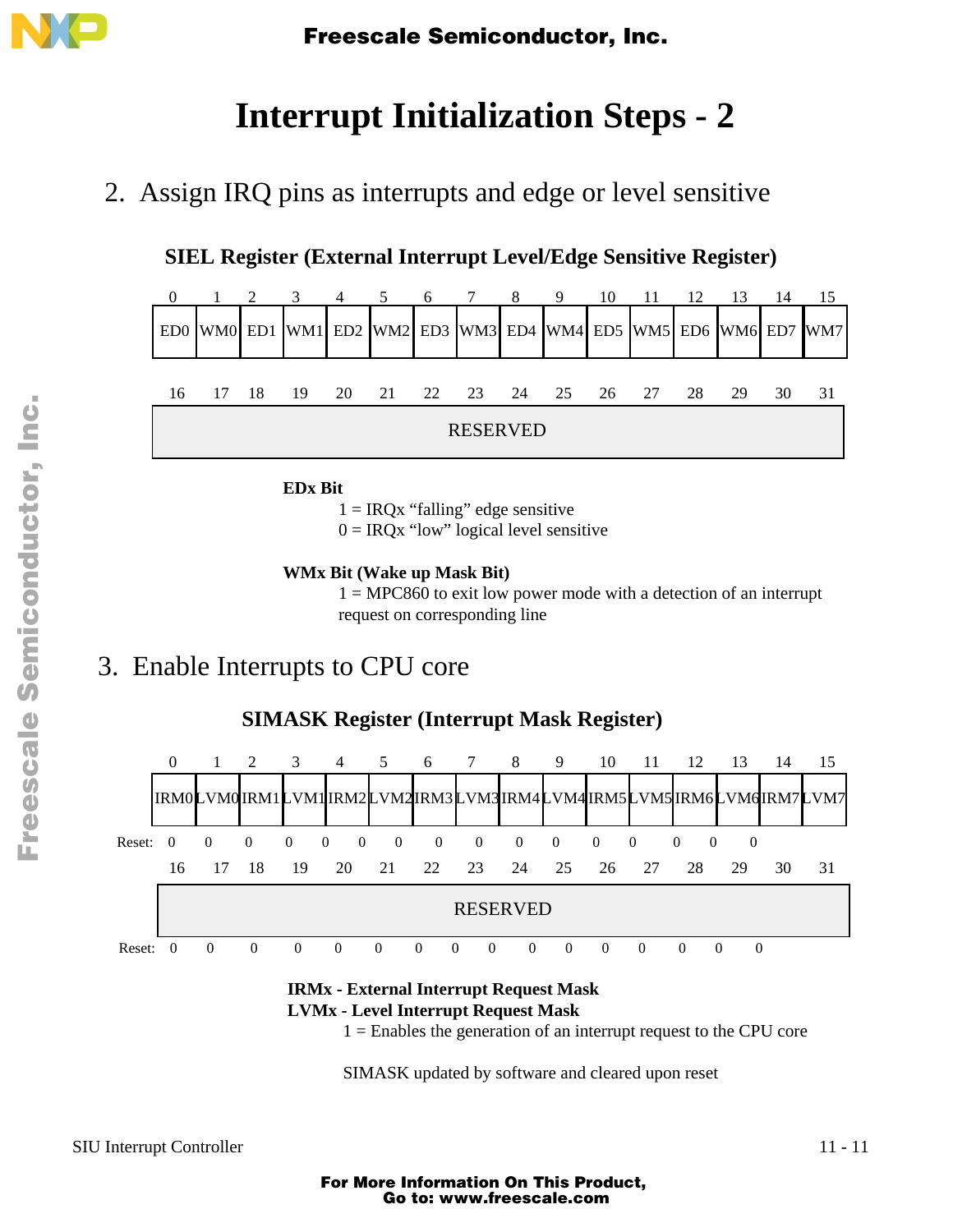# Interrupt Initialization Steps - 2

2. Assign IRQ pins as interrupts and edge or level sensitive

**SIEL Register (External Interrupt Level/Edge Sensitive Register)**

| 0 | 1 | 2 | 3 | 4 | 5 | 6 | 7 | 8 | 9 | 10 | 11 | 12 | 13 | 14 | 15 |
|---|---|---|---|---|---|---|---|---|---|---|---|---|---|---|---|
| ED0 | WM0 | ED1 | WM1 | ED2 | WM2 | ED3 | WM3 | ED4 | WM4 | ED5 | WM5 | ED6 | WM6 | ED7 | WM7 |

| 16 | 17 | 18 | 19 | 20 | 21 | 22 | 23 | 24 | 25 | 26 | 27 | 28 | 29 | 30 | 31 |
|---|---|---|---|---|---|---|---|---|---|---|---|---|---|---|---|
| RESERVED | | | | | | | | | | | | | | | |

**EDx Bit**

1 = IRQx "falling" edge sensitive
0 = IRQx "low" logical level sensitive

**WMx Bit (Wake up Mask Bit)**

1 = MPC860 to exit low power mode with a detection of an interrupt request on corresponding line

3. Enable Interrupts to CPU core

**SIMASK Register (Interrupt Mask Register)**

| | 0 | 1 | 2 | 3 | 4 | 5 | 6 | 7 | 8 | 9 | 10 | 11 | 12 | 13 | 14 | 15 |
|---|---|---|---|---|---|---|---|---|---|---|---|---|---|---|---|---|
| | IRM0 | LVM0 | IRM1 | LVM1 | IRM2 | LVM2 | IRM3 | LVM3 | IRM4 | LVM4 | IRM5 | LVM5 | IRM6 | LVM6 | IRM7 | LVM7 |
| Reset: | 0 | 0 | 0 | 0 | 0 | 0 | 0 | 0 | 0 | 0 | 0 | 0 | 0 | 0 | 0 | 0 |

| | 16 | 17 | 18 | 19 | 20 | 21 | 22 | 23 | 24 | 25 | 26 | 27 | 28 | 29 | 30 | 31 |
|---|---|---|---|---|---|---|---|---|---|---|---|---|---|---|---|---|
| | RESERVED | | | | | | | | | | | | | | | |
| Reset: | 0 | 0 | 0 | 0 | 0 | 0 | 0 | 0 | 0 | 0 | 0 | 0 | 0 | 0 | 0 | 0 |

**IRMx - External Interrupt Request Mask**
**LVMx - Level Interrupt Request Mask**

1 = Enables the generation of an interrupt request to the CPU core

SIMASK updated by software and cleared upon reset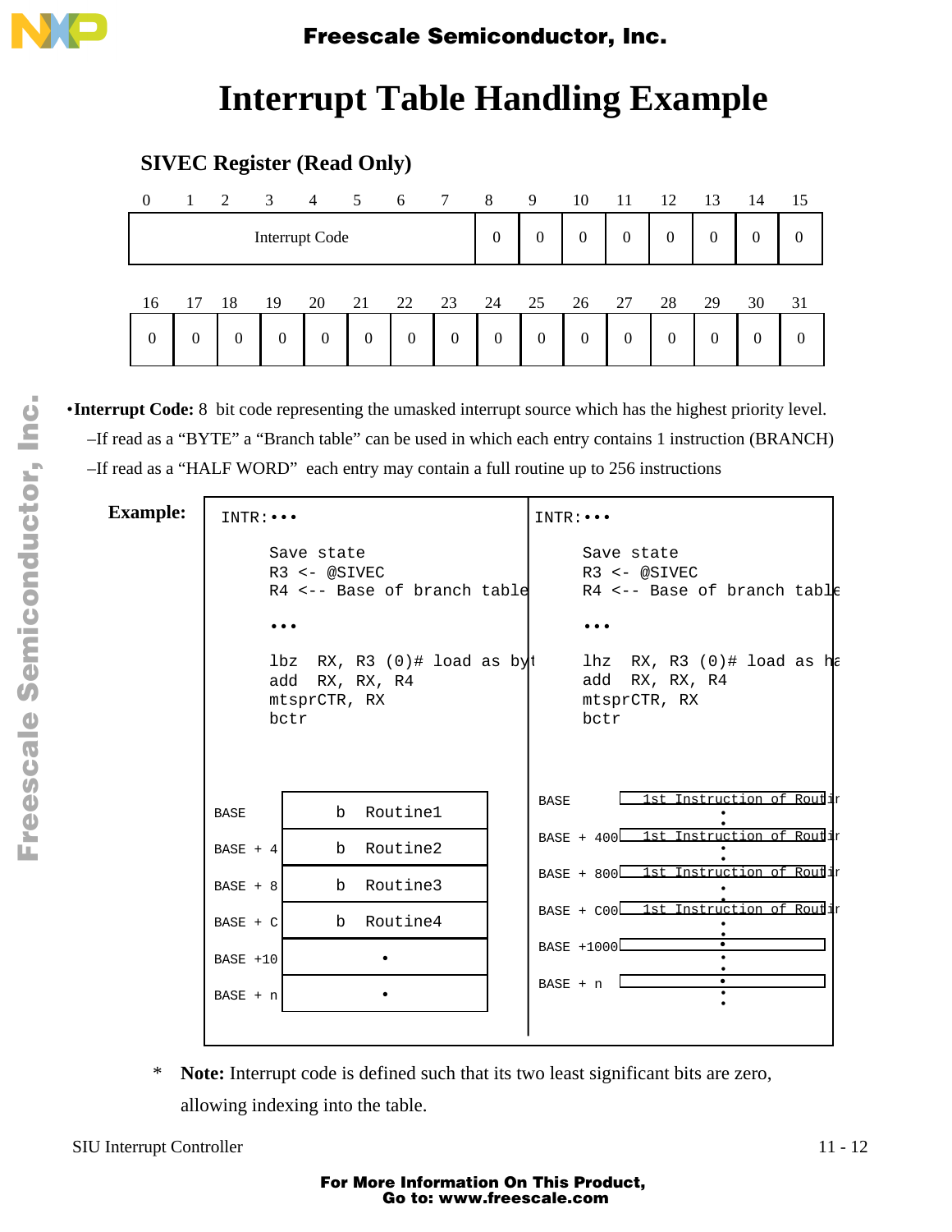# Interrupt Table Handling Example

### SIVEC Register (Read Only)

| 0–7 | 8 | 9 | 10 | 11 | 12 | 13 | 14 | 15 |
|---|---|---|---|---|---|---|---|---|
| Interrupt Code | 0 | 0 | 0 | 0 | 0 | 0 | 0 | 0 |

| 16 | 17 | 18 | 19 | 20 | 21 | 22 | 23 | 24 | 25 | 26 | 27 | 28 | 29 | 30 | 31 |
|---|---|---|---|---|---|---|---|---|---|---|---|---|---|---|---|
| 0 | 0 | 0 | 0 | 0 | 0 | 0 | 0 | 0 | 0 | 0 | 0 | 0 | 0 | 0 | 0 |

- **Interrupt Code:** 8 bit code representing the umasked interrupt source which has the highest priority level.
  - –If read as a "BYTE" a "Branch table" can be used in which each entry contains 1 instruction (BRANCH)
  - –If read as a "HALF WORD" each entry may contain a full routine up to 256 instructions

**Example:**

```
INTR:•••

     Save state
     R3 <- @SIVEC
     R4 <-- Base of branch table

     •••

     lbz  RX, R3 (0)# load as byt
     add  RX, RX, R4
     mtsprCTR, RX
     bctr
```

| Address | Entry |
|---|---|
| BASE | b Routine1 |
| BASE + 4 | b Routine2 |
| BASE + 8 | b Routine3 |
| BASE + C | b Routine4 |
| BASE +10 | • |
| BASE + n | • |

```
INTR:•••

     Save state
     R3 <- @SIVEC
     R4 <-- Base of branch table

     •••

     lhz  RX, R3 (0)# load as ha
     add  RX, RX, R4
     mtsprCTR, RX
     bctr
```

| Address | Entry |
|---|---|
| BASE | 1st Instruction of Routin |
| BASE + 400 | 1st Instruction of Routin |
| BASE + 800 | 1st Instruction of Routin |
| BASE + C00 | 1st Instruction of Routin |
| BASE +1000 | |
| BASE + n | |

\* **Note:** Interrupt code is defined such that its two least significant bits are zero, allowing indexing into the table.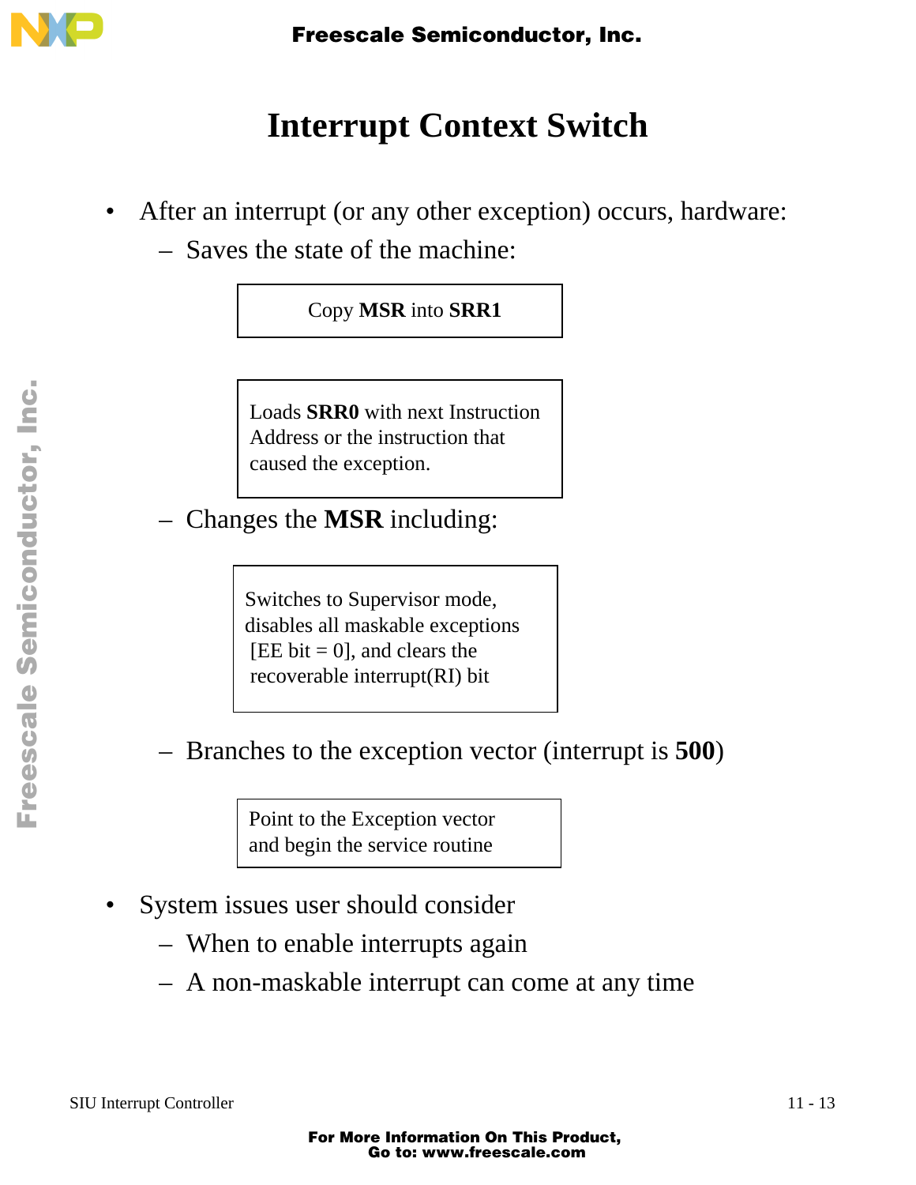# Interrupt Context Switch

- After an interrupt (or any other exception) occurs, hardware:
  - Saves the state of the machine:

    Copy **MSR** into **SRR1**

    Loads **SRR0** with next Instruction Address or the instruction that caused the exception.

  - Changes the **MSR** including:

    Switches to Supervisor mode, disables all maskable exceptions [EE bit = 0], and clears the recoverable interrupt(RI) bit

  - Branches to the exception vector (interrupt is **500**)

    Point to the Exception vector and begin the service routine

- System issues user should consider
  - When to enable interrupts again
  - A non-maskable interrupt can come at any time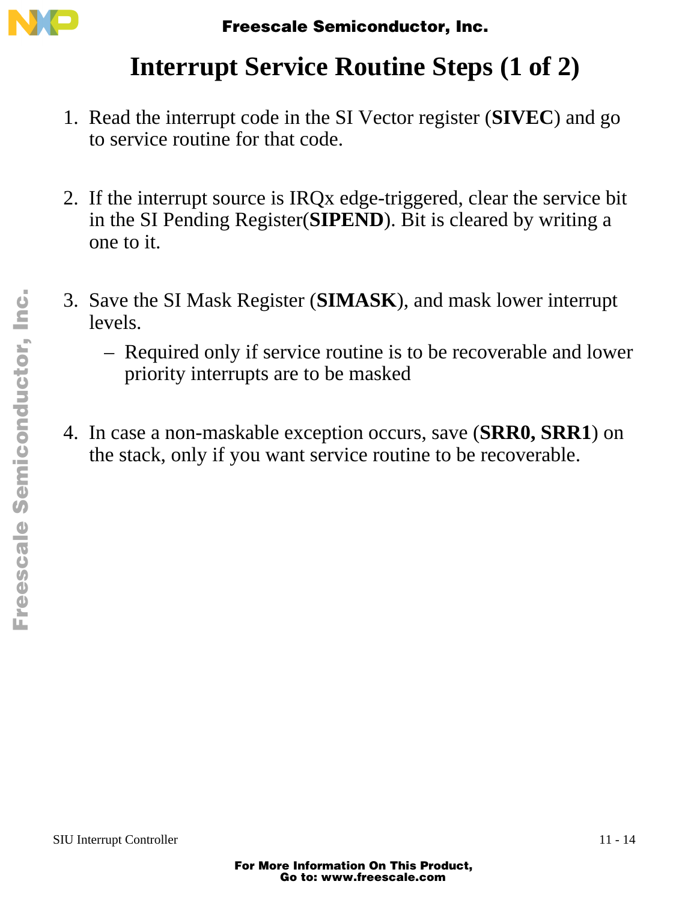# Interrupt Service Routine Steps (1 of 2)

1. Read the interrupt code in the SI Vector register (**SIVEC**) and go to service routine for that code.

2. If the interrupt source is IRQx edge-triggered, clear the service bit in the SI Pending Register(**SIPEND**). Bit is cleared by writing a one to it.

3. Save the SI Mask Register (**SIMASK**), and mask lower interrupt levels.
   - Required only if service routine is to be recoverable and lower priority interrupts are to be masked

4. In case a non-maskable exception occurs, save (**SRR0, SRR1**) on the stack, only if you want service routine to be recoverable.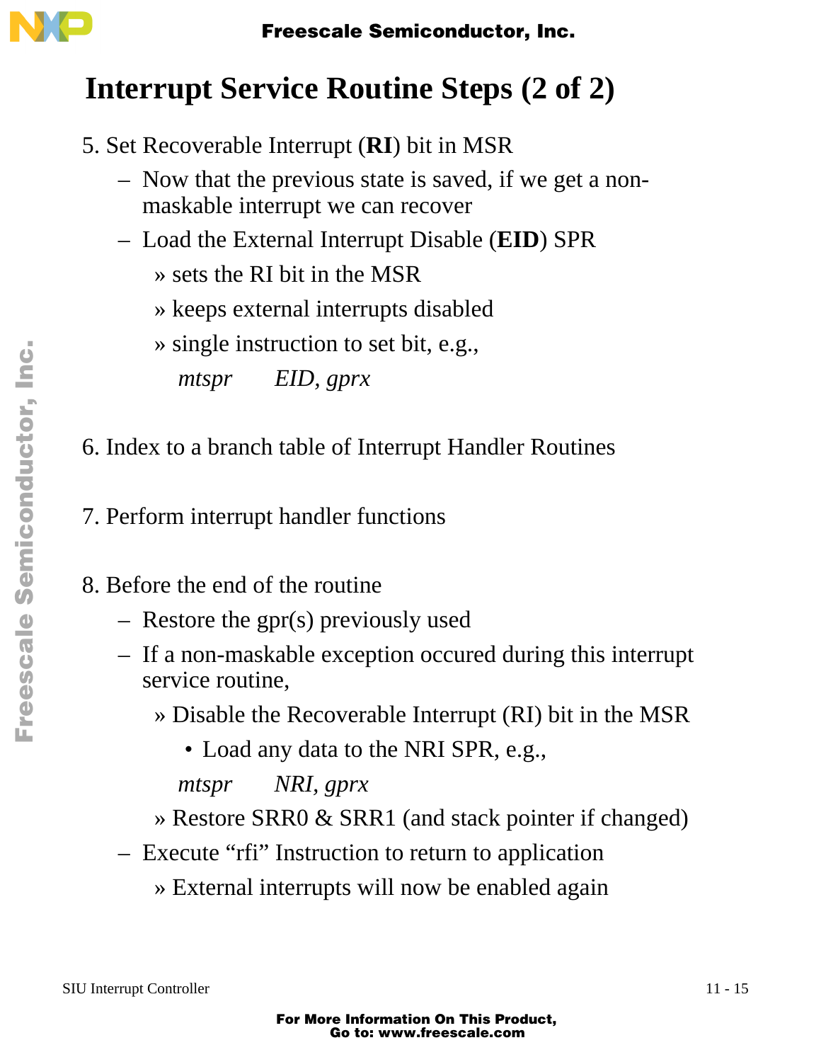# Interrupt Service Routine Steps (2 of 2)

5. Set Recoverable Interrupt (**RI**) bit in MSR
   - Now that the previous state is saved, if we get a non-maskable interrupt we can recover
   - Load the External Interrupt Disable (**EID**) SPR
     - » sets the RI bit in the MSR
     - » keeps external interrupts disabled
     - » single instruction to set bit, e.g.,

       *mtspr EID, gprx*

6. Index to a branch table of Interrupt Handler Routines

7. Perform interrupt handler functions

8. Before the end of the routine
   - Restore the gpr(s) previously used
   - If a non-maskable exception occured during this interrupt service routine,
     - » Disable the Recoverable Interrupt (RI) bit in the MSR
       - Load any data to the NRI SPR, e.g.,

       *mtspr NRI, gprx*
     - » Restore SRR0 & SRR1 (and stack pointer if changed)
   - Execute “rfi” Instruction to return to application
     - » External interrupts will now be enabled again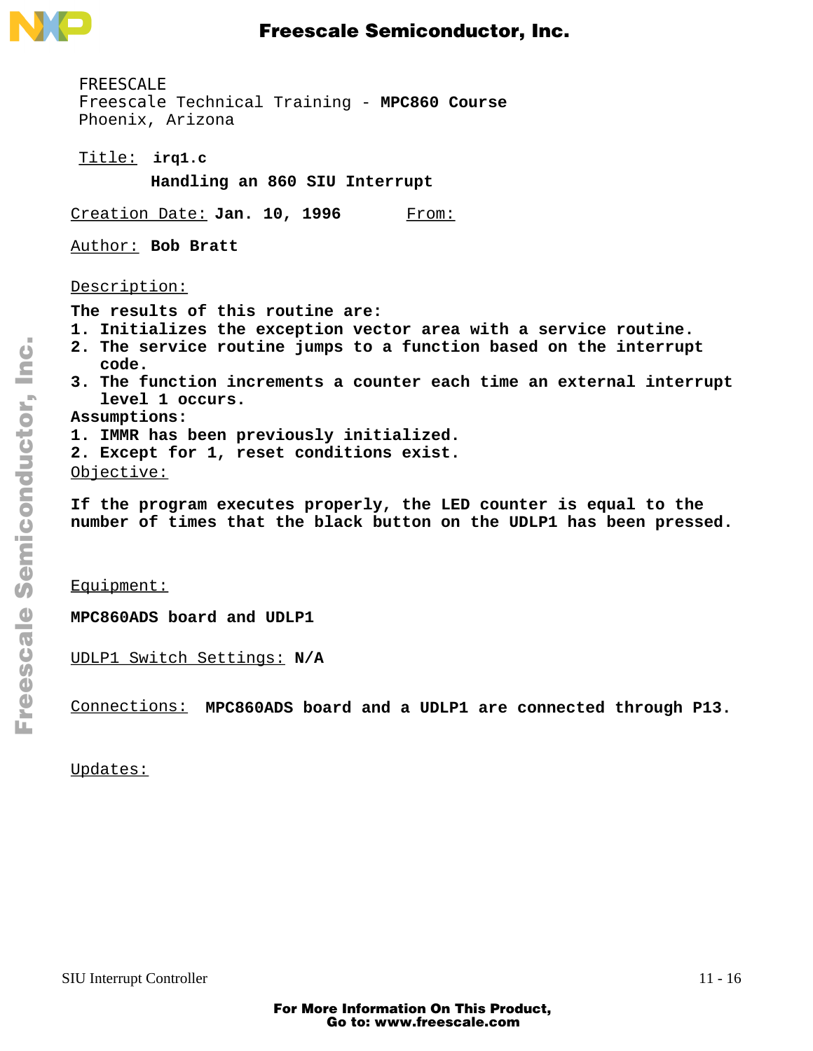FREESCALE
Freescale Technical Training - **MPC860 Course**
Phoenix, Arizona

Title: **irq1.c**

**Handling an 860 SIU Interrupt**

Creation Date: **Jan. 10, 1996** From:

Author: **Bob Bratt**

Description:

**The results of this routine are:**

**1. Initializes the exception vector area with a service routine.**
**2. The service routine jumps to a function based on the interrupt code.**
**3. The function increments a counter each time an external interrupt level 1 occurs.**

**Assumptions:**

**1. IMMR has been previously initialized.**
**2. Except for 1, reset conditions exist.**

Objective:

**If the program executes properly, the LED counter is equal to the number of times that the black button on the UDLP1 has been pressed.**

Equipment:

**MPC860ADS board and UDLP1**

UDLP1 Switch Settings: **N/A**

Connections: **MPC860ADS board and a UDLP1 are connected through P13.**

Updates: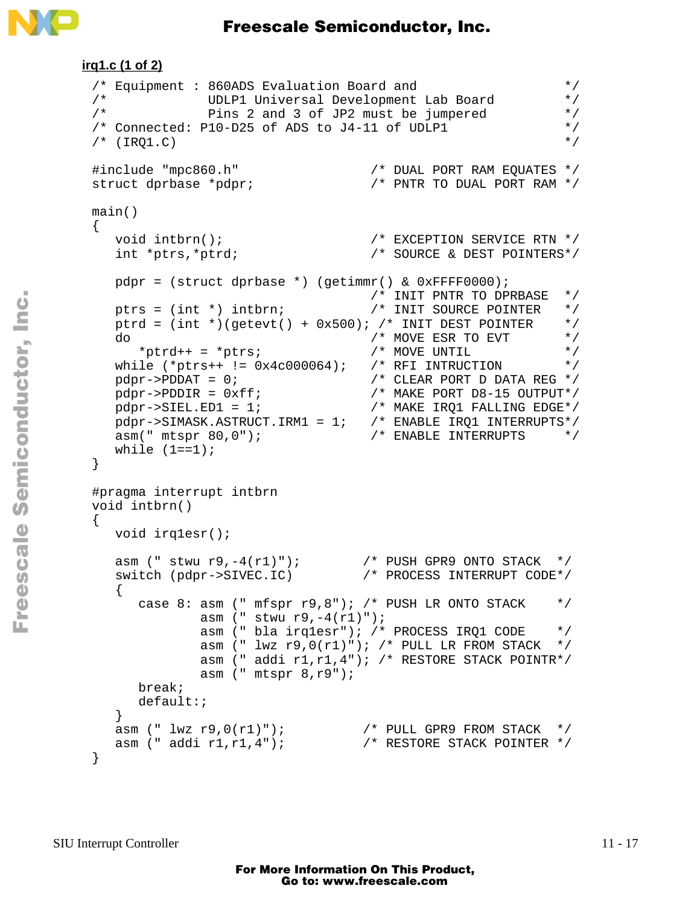**irq1.c (1 of 2)**

```
/* Equipment : 860ADS Evaluation Board and                  */
/*             UDLP1 Universal Development Lab Board        */
/*             Pins 2 and 3 of JP2 must be jumpered         */
/* Connected: P10-D25 of ADS to J4-11 of UDLP1              */
/* (IRQ1.C)                                                 */

#include "mpc860.h"                 /* DUAL PORT RAM EQUATES */
struct dprbase *pdpr;               /* PNTR TO DUAL PORT RAM */

main()
{
   void intbrn();                   /* EXCEPTION SERVICE RTN */
   int *ptrs,*ptrd;                 /* SOURCE & DEST POINTERS*/

   pdpr = (struct dprbase *) (getimmr() & 0xFFFF0000);
                                    /* INIT PNTR TO DPRBASE  */
   ptrs = (int *) intbrn;           /* INIT SOURCE POINTER   */
   ptrd = (int *)(getevt() + 0x500); /* INIT DEST POINTER    */
   do                               /* MOVE ESR TO EVT       */
      *ptrd++ = *ptrs;              /* MOVE UNTIL            */
   while (*ptrs++ != 0x4c000064);   /* RFI INTRUCTION        */
   pdpr->PDDAT = 0;                 /* CLEAR PORT D DATA REG */
   pdpr->PDDIR = 0xff;              /* MAKE PORT D8-15 OUTPUT*/
   pdpr->SIEL.ED1 = 1;              /* MAKE IRQ1 FALLING EDGE*/
   pdpr->SIMASK.ASTRUCT.IRM1 = 1;   /* ENABLE IRQ1 INTERRUPTS*/
   asm(" mtspr 80,0");              /* ENABLE INTERRUPTS     */
   while (1==1);
}

#pragma interrupt intbrn
void intbrn()
{
   void irq1esr();

   asm (" stwu r9,-4(r1)");        /* PUSH GPR9 ONTO STACK  */
   switch (pdpr->SIVEC.IC)         /* PROCESS INTERRUPT CODE*/
   {
      case 8: asm (" mfspr r9,8"); /* PUSH LR ONTO STACK    */
              asm (" stwu r9,-4(r1)");
              asm (" bla irq1esr"); /* PROCESS IRQ1 CODE    */
              asm (" lwz r9,0(r1)"); /* PULL LR FROM STACK  */
              asm (" addi r1,r1,4"); /* RESTORE STACK POINTR*/
              asm (" mtspr 8,r9");
      break;
      default:;
   }
   asm (" lwz r9,0(r1)");          /* PULL GPR9 FROM STACK  */
   asm (" addi r1,r1,4");          /* RESTORE STACK POINTER */
}
```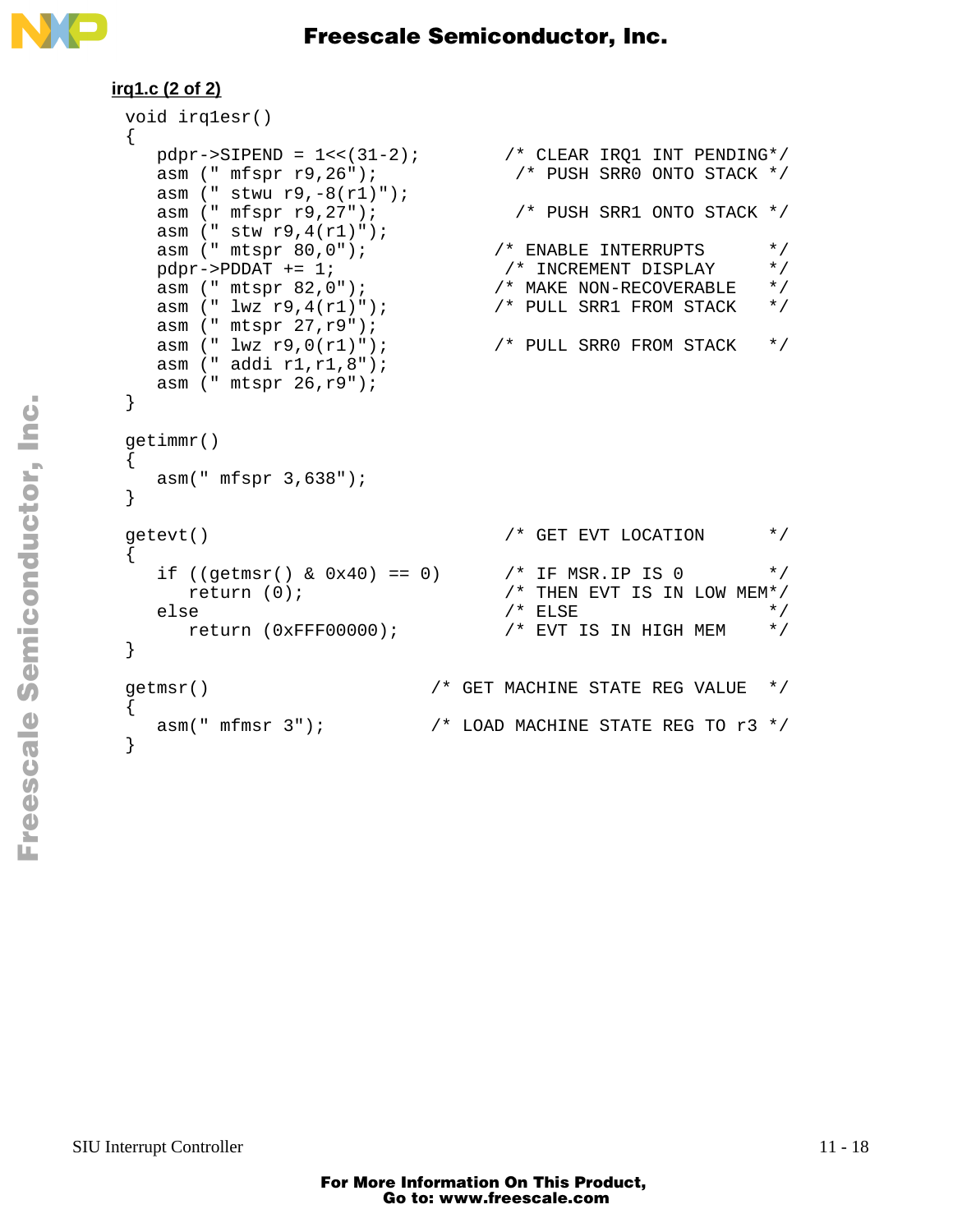**irq1.c (2 of 2)**

```
void irq1esr()
{
   pdpr->SIPEND = 1<<(31-2);        /* CLEAR IRQ1 INT PENDING*/
   asm (" mfspr r9,26");             /* PUSH SRR0 ONTO STACK */
   asm (" stwu r9,-8(r1)");
   asm (" mfspr r9,27");             /* PUSH SRR1 ONTO STACK */
   asm (" stw r9,4(r1)");
   asm (" mtspr 80,0");            /* ENABLE INTERRUPTS      */
   pdpr->PDDAT += 1;                /* INCREMENT DISPLAY     */
   asm (" mtspr 82,0");            /* MAKE NON-RECOVERABLE   */
   asm (" lwz r9,4(r1)");          /* PULL SRR1 FROM STACK   */
   asm (" mtspr 27,r9");
   asm (" lwz r9,0(r1)");          /* PULL SRR0 FROM STACK   */
   asm (" addi r1,r1,8");
   asm (" mtspr 26,r9");
}

getimmr()
{
   asm(" mfspr 3,638");
}

getevt()                            /* GET EVT LOCATION      */
{
   if ((getmsr() & 0x40) == 0)      /* IF MSR.IP IS 0        */
      return (0);                   /* THEN EVT IS IN LOW MEM*/
   else                             /* ELSE                  */
      return (0xFFF00000);          /* EVT IS IN HIGH MEM    */
}

getmsr()                     /* GET MACHINE STATE REG VALUE  */
{
   asm(" mfmsr 3");          /* LOAD MACHINE STATE REG TO r3 */
}
```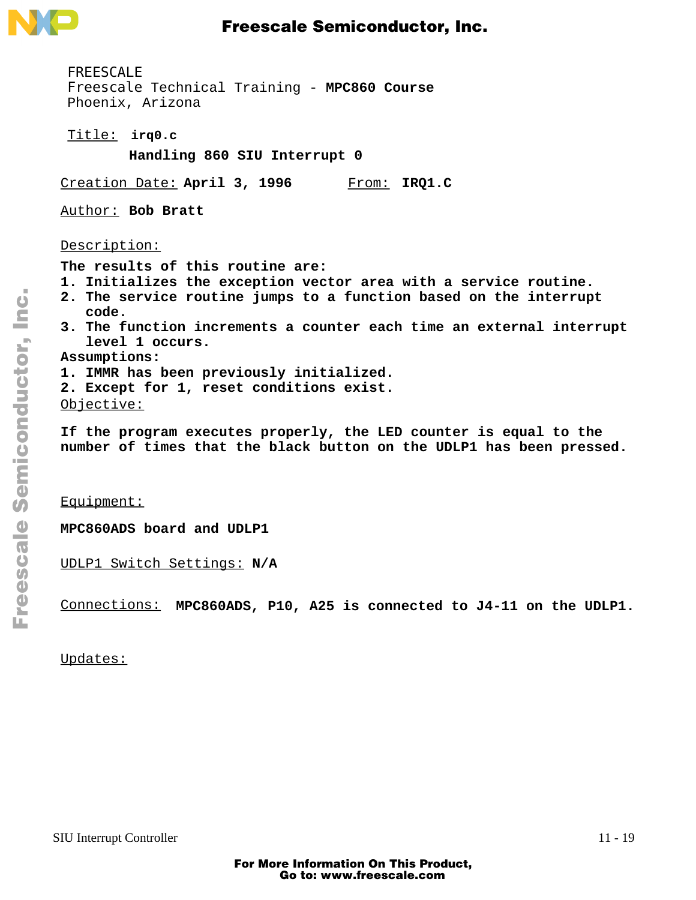FREESCALE
Freescale Technical Training - **MPC860 Course**
Phoenix, Arizona

Title: **irq0.c**

**Handling 860 SIU Interrupt 0**

Creation Date: **April 3, 1996** From: **IRQ1.C**

Author: **Bob Bratt**

Description:

**The results of this routine are:**

1. **Initializes the exception vector area with a service routine.**
2. **The service routine jumps to a function based on the interrupt code.**
3. **The function increments a counter each time an external interrupt level 1 occurs.**

**Assumptions:**

1. **IMMR has been previously initialized.**
2. **Except for 1, reset conditions exist.**

Objective:

**If the program executes properly, the LED counter is equal to the number of times that the black button on the UDLP1 has been pressed.**

Equipment:

**MPC860ADS board and UDLP1**

UDLP1 Switch Settings: **N/A**

Connections: **MPC860ADS, P10, A25 is connected to J4-11 on the UDLP1.**

Updates: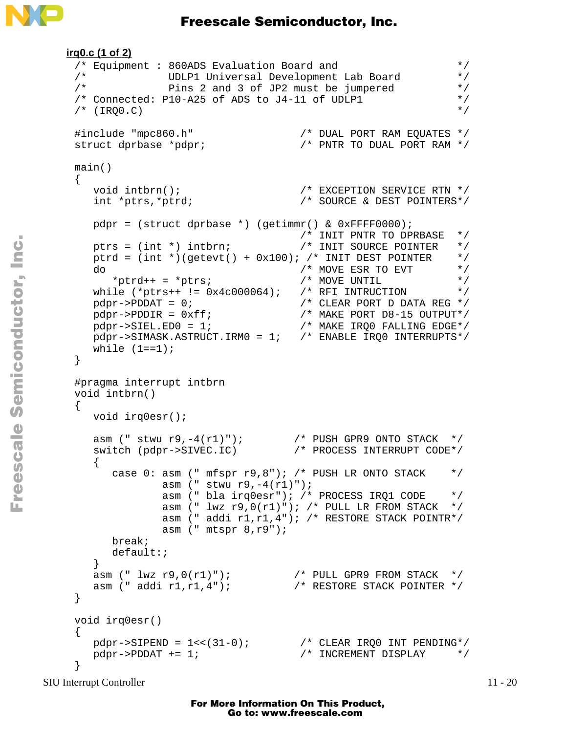**irq0.c (1 of 2)**

```
/* Equipment : 860ADS Evaluation Board and                         */
/*             UDLP1 Universal Development Lab Board               */
/*             Pins 2 and 3 of JP2 must be jumpered                */
/* Connected: P10-A25 of ADS to J4-11 of UDLP1                     */
/* (IRQ0.C)                                                        */

#include "mpc860.h"                /* DUAL PORT RAM EQUATES */
struct dprbase *pdpr;              /* PNTR TO DUAL PORT RAM */

main()
{
   void intbrn();                  /* EXCEPTION SERVICE RTN */
   int *ptrs,*ptrd;                /* SOURCE & DEST POINTERS*/

   pdpr = (struct dprbase *) (getimmr() & 0xFFFF0000);
                                   /* INIT PNTR TO DPRBASE  */
   ptrs = (int *) intbrn;          /* INIT SOURCE POINTER   */
   ptrd = (int *)(getevt() + 0x100); /* INIT DEST POINTER   */
   do                              /* MOVE ESR TO EVT       */
      *ptrd++ = *ptrs;             /* MOVE UNTIL            */
   while (*ptrs++ != 0x4c000064);  /* RFI INTRUCTION        */
   pdpr->PDDAT = 0;                /* CLEAR PORT D DATA REG */
   pdpr->PDDIR = 0xff;             /* MAKE PORT D8-15 OUTPUT*/
   pdpr->SIEL.ED0 = 1;             /* MAKE IRQ0 FALLING EDGE*/
   pdpr->SIMASK.ASTRUCT.IRM0 = 1;  /* ENABLE IRQ0 INTERRUPTS*/
   while (1==1);
}

#pragma interrupt intbrn
void intbrn()
{
   void irq0esr();

   asm (" stwu r9,-4(r1)");       /* PUSH GPR9 ONTO STACK  */
   switch (pdpr->SIVEC.IC)        /* PROCESS INTERRUPT CODE*/
   {
      case 0: asm (" mfspr r9,8"); /* PUSH LR ONTO STACK    */
              asm (" stwu r9,-4(r1)");
              asm (" bla irq0esr"); /* PROCESS IRQ1 CODE    */
              asm (" lwz r9,0(r1)"); /* PULL LR FROM STACK  */
              asm (" addi r1,r1,4"); /* RESTORE STACK POINTR*/
              asm (" mtspr 8,r9");
      break;
      default:;
   }
   asm (" lwz r9,0(r1)");         /* PULL GPR9 FROM STACK  */
   asm (" addi r1,r1,4");         /* RESTORE STACK POINTER */
}

void irq0esr()
{
   pdpr->SIPEND = 1<<(31-0);       /* CLEAR IRQ0 INT PENDING*/
   pdpr->PDDAT += 1;               /* INCREMENT DISPLAY     */
}
```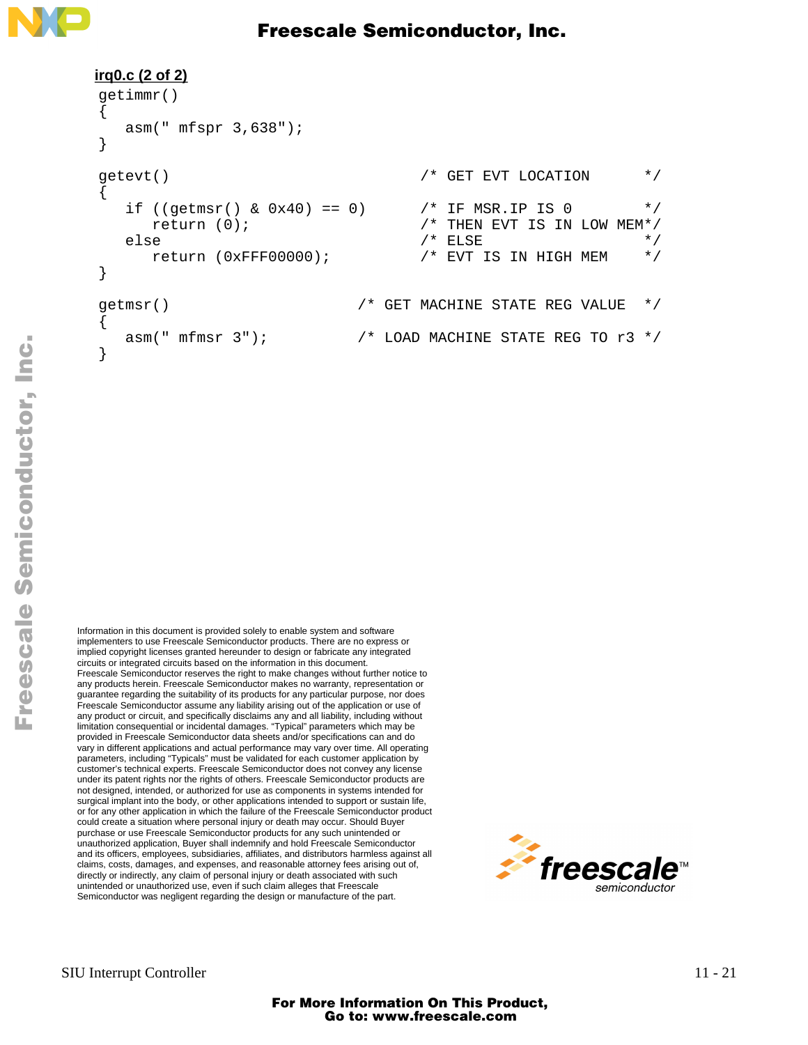**irq0.c (2 of 2)**

```
getimmr()
{
   asm(" mfspr 3,638");
}

getevt()                              /* GET EVT LOCATION      */
{
   if ((getmsr() & 0x40) == 0)        /* IF MSR.IP IS 0        */
      return (0);                     /* THEN EVT IS IN LOW MEM*/
   else                               /* ELSE                  */
      return (0xFFF00000);            /* EVT IS IN HIGH MEM    */
}

getmsr()                       /* GET MACHINE STATE REG VALUE  */
{
   asm(" mfmsr 3");            /* LOAD MACHINE STATE REG TO r3 */
}
```

Information in this document is provided solely to enable system and software implementers to use Freescale Semiconductor products. There are no express or implied copyright licenses granted hereunder to design or fabricate any integrated circuits or integrated circuits based on the information in this document.
Freescale Semiconductor reserves the right to make changes without further notice to any products herein. Freescale Semiconductor makes no warranty, representation or guarantee regarding the suitability of its products for any particular purpose, nor does Freescale Semiconductor assume any liability arising out of the application or use of any product or circuit, and specifically disclaims any and all liability, including without limitation consequential or incidental damages. "Typical" parameters which may be provided in Freescale Semiconductor data sheets and/or specifications can and do vary in different applications and actual performance may vary over time. All operating parameters, including "Typicals" must be validated for each customer application by customer's technical experts. Freescale Semiconductor does not convey any license under its patent rights nor the rights of others. Freescale Semiconductor products are not designed, intended, or authorized for use as components in systems intended for surgical implant into the body, or other applications intended to support or sustain life, or for any other application in which the failure of the Freescale Semiconductor product could create a situation where personal injury or death may occur. Should Buyer purchase or use Freescale Semiconductor products for any such unintended or unauthorized application, Buyer shall indemnify and hold Freescale Semiconductor and its officers, employees, subsidiaries, affiliates, and distributors harmless against all claims, costs, damages, and expenses, and reasonable attorney fees arising out of, directly or indirectly, any claim of personal injury or death associated with such unintended or unauthorized use, even if such claim alleges that Freescale Semiconductor was negligent regarding the design or manufacture of the part.